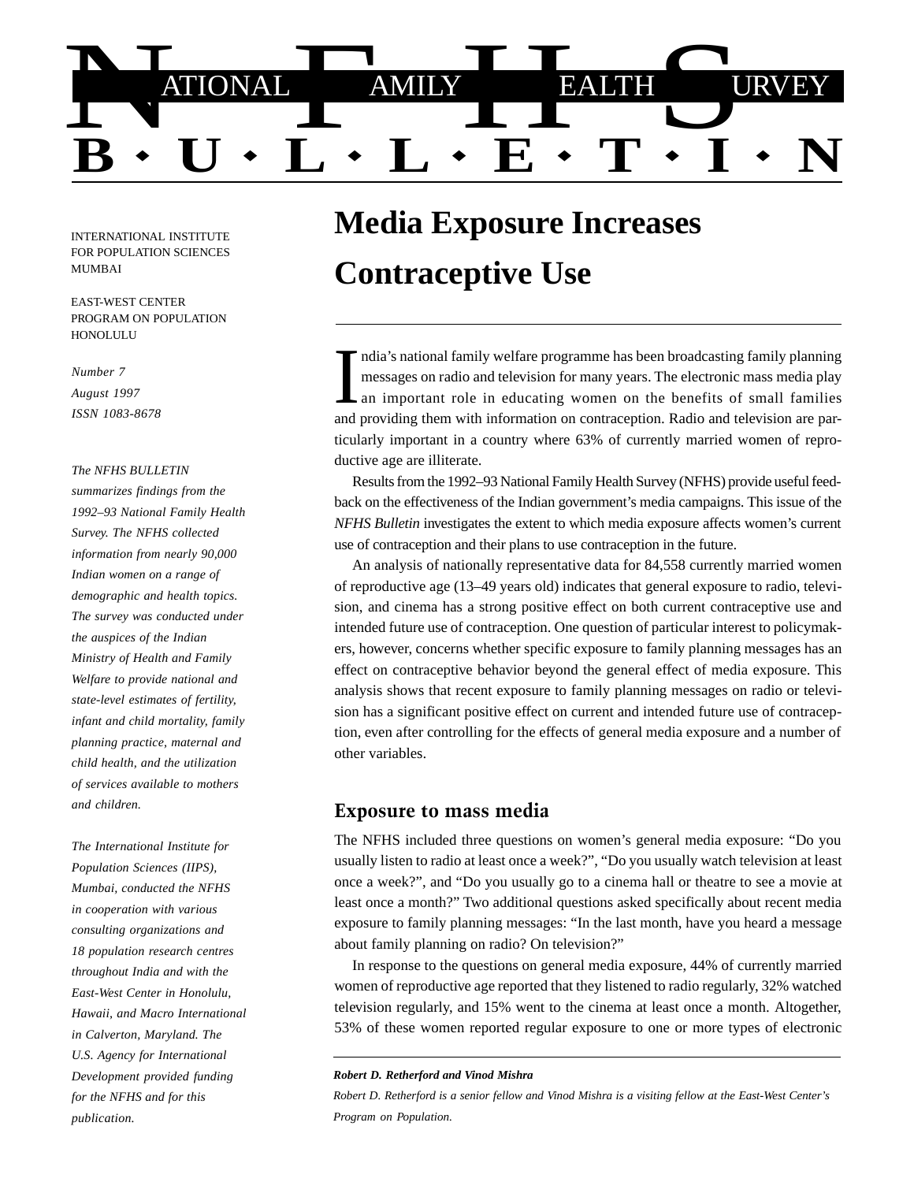# NATIONAL FAMILY HEALTH SURVEY BULLETIN

INTERNATIONAL INSTITUTE FOR POPULATION SCIENCES MUMBAI

EAST-WEST CENTER PROGRAM ON POPULATION HONOLULU

*Number 7*
*August 1997*
*ISSN 1083-8678*

*The NFHS BULLETIN summarizes findings from the 1992–93 National Family Health Survey. The NFHS collected information from nearly 90,000 Indian women on a range of demographic and health topics. The survey was conducted under the auspices of the Indian Ministry of Health and Family Welfare to provide national and state-level estimates of fertility, infant and child mortality, family planning practice, maternal and child health, and the utilization of services available to mothers and children.*

*The International Institute for Population Sciences (IIPS), Mumbai, conducted the NFHS in cooperation with various consulting organizations and 18 population research centres throughout India and with the East-West Center in Honolulu, Hawaii, and Macro International in Calverton, Maryland. The U.S. Agency for International Development provided funding for the NFHS and for this publication.*

# Media Exposure Increases Contraceptive Use

India's national family welfare programme has been broadcasting family planning messages on radio and television for many years. The electronic mass media play an important role in educating women on the benefits of small families and providing them with information on contraception. Radio and television are particularly important in a country where 63% of currently married women of reproductive age are illiterate.

Results from the 1992–93 National Family Health Survey (NFHS) provide useful feedback on the effectiveness of the Indian government's media campaigns. This issue of the *NFHS Bulletin* investigates the extent to which media exposure affects women's current use of contraception and their plans to use contraception in the future.

An analysis of nationally representative data for 84,558 currently married women of reproductive age (13–49 years old) indicates that general exposure to radio, television, and cinema has a strong positive effect on both current contraceptive use and intended future use of contraception. One question of particular interest to policymakers, however, concerns whether specific exposure to family planning messages has an effect on contraceptive behavior beyond the general effect of media exposure. This analysis shows that recent exposure to family planning messages on radio or television has a significant positive effect on current and intended future use of contraception, even after controlling for the effects of general media exposure and a number of other variables.

## Exposure to mass media

The NFHS included three questions on women's general media exposure: "Do you usually listen to radio at least once a week?", "Do you usually watch television at least once a week?", and "Do you usually go to a cinema hall or theatre to see a movie at least once a month?" Two additional questions asked specifically about recent media exposure to family planning messages: "In the last month, have you heard a message about family planning on radio? On television?"

In response to the questions on general media exposure, 44% of currently married women of reproductive age reported that they listened to radio regularly, 32% watched television regularly, and 15% went to the cinema at least once a month. Altogether, 53% of these women reported regular exposure to one or more types of electronic

***Robert D. Retherford and Vinod Mishra***

*Robert D. Retherford is a senior fellow and Vinod Mishra is a visiting fellow at the East-West Center's Program on Population.*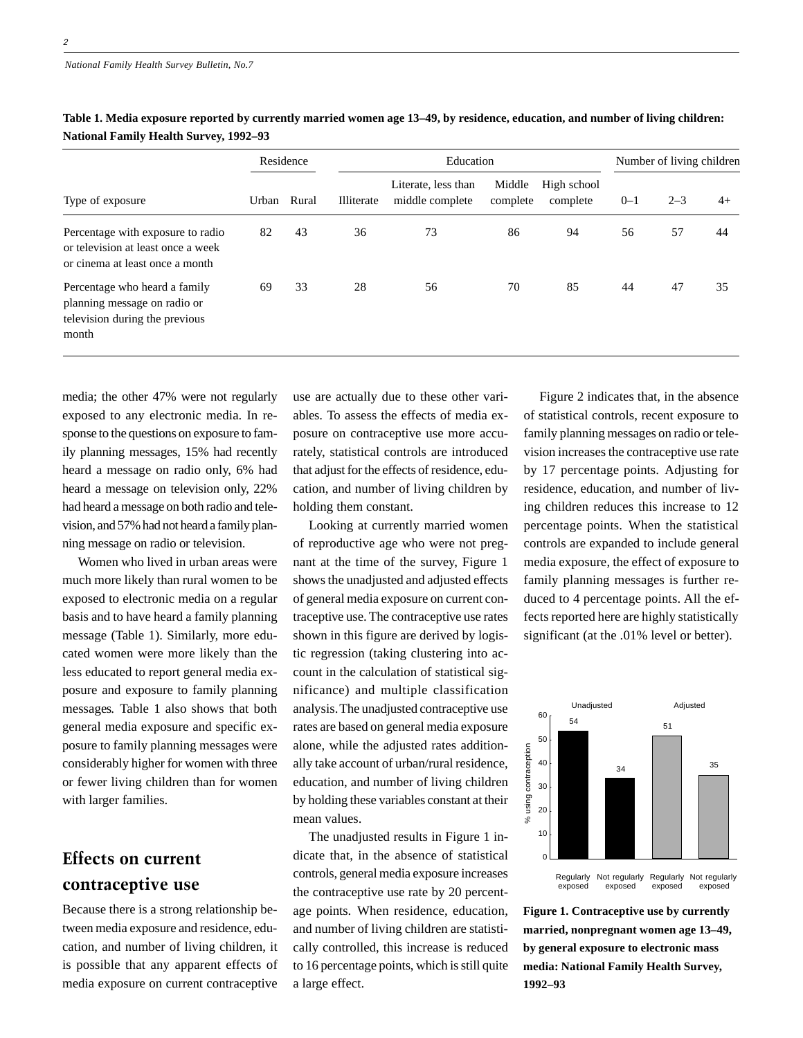**Table 1. Media exposure reported by currently married women age 13–49, by residence, education, and number of living children: National Family Health Survey, 1992–93**

| Type of exposure | Residence | | Education | | | | Number of living children | | |
|---|---|---|---|---|---|---|---|---|---|
| | Urban | Rural | Illiterate | Literate, less than middle complete | Middle complete | High school complete | 0–1 | 2–3 | 4+ |
| Percentage with exposure to radio or television at least once a week or cinema at least once a month | 82 | 43 | 36 | 73 | 86 | 94 | 56 | 57 | 44 |
| Percentage who heard a family planning message on radio or television during the previous month | 69 | 33 | 28 | 56 | 70 | 85 | 44 | 47 | 35 |

media; the other 47% were not regularly exposed to any electronic media. In response to the questions on exposure to family planning messages, 15% had recently heard a message on radio only, 6% had heard a message on television only, 22% had heard a message on both radio and television, and 57% had not heard a family planning message on radio or television.

Women who lived in urban areas were much more likely than rural women to be exposed to electronic media on a regular basis and to have heard a family planning message (Table 1). Similarly, more educated women were more likely than the less educated to report general media exposure and exposure to family planning messages. Table 1 also shows that both general media exposure and specific exposure to family planning messages were considerably higher for women with three or fewer living children than for women with larger families.

## Effects on current contraceptive use

Because there is a strong relationship between media exposure and residence, education, and number of living children, it is possible that any apparent effects of media exposure on current contraceptive use are actually due to these other variables. To assess the effects of media exposure on contraceptive use more accurately, statistical controls are introduced that adjust for the effects of residence, education, and number of living children by holding them constant.

Looking at currently married women of reproductive age who were not pregnant at the time of the survey, Figure 1 shows the unadjusted and adjusted effects of general media exposure on current contraceptive use. The contraceptive use rates shown in this figure are derived by logistic regression (taking clustering into account in the calculation of statistical significance) and multiple classification analysis. The unadjusted contraceptive use rates are based on general media exposure alone, while the adjusted rates additionally take account of urban/rural residence, education, and number of living children by holding these variables constant at their mean values.

The unadjusted results in Figure 1 indicate that, in the absence of statistical controls, general media exposure increases the contraceptive use rate by 20 percentage points. When residence, education, and number of living children are statistically controlled, this increase is reduced to 16 percentage points, which is still quite a large effect.

Figure 2 indicates that, in the absence of statistical controls, recent exposure to family planning messages on radio or television increases the contraceptive use rate by 17 percentage points. Adjusting for residence, education, and number of living children reduces this increase to 12 percentage points. When the statistical controls are expanded to include general media exposure, the effect of exposure to family planning messages is further reduced to 4 percentage points. All the effects reported here are highly statistically significant (at the .01% level or better).

| % using contraception | Unadjusted | | Adjusted | |
|---|---|---|---|---|
| | Regularly exposed | Not regularly exposed | Regularly exposed | Not regularly exposed |
| | 54 | 34 | 51 | 35 |

**Figure 1. Contraceptive use by currently married, nonpregnant women age 13–49, by general exposure to electronic mass media: National Family Health Survey, 1992–93**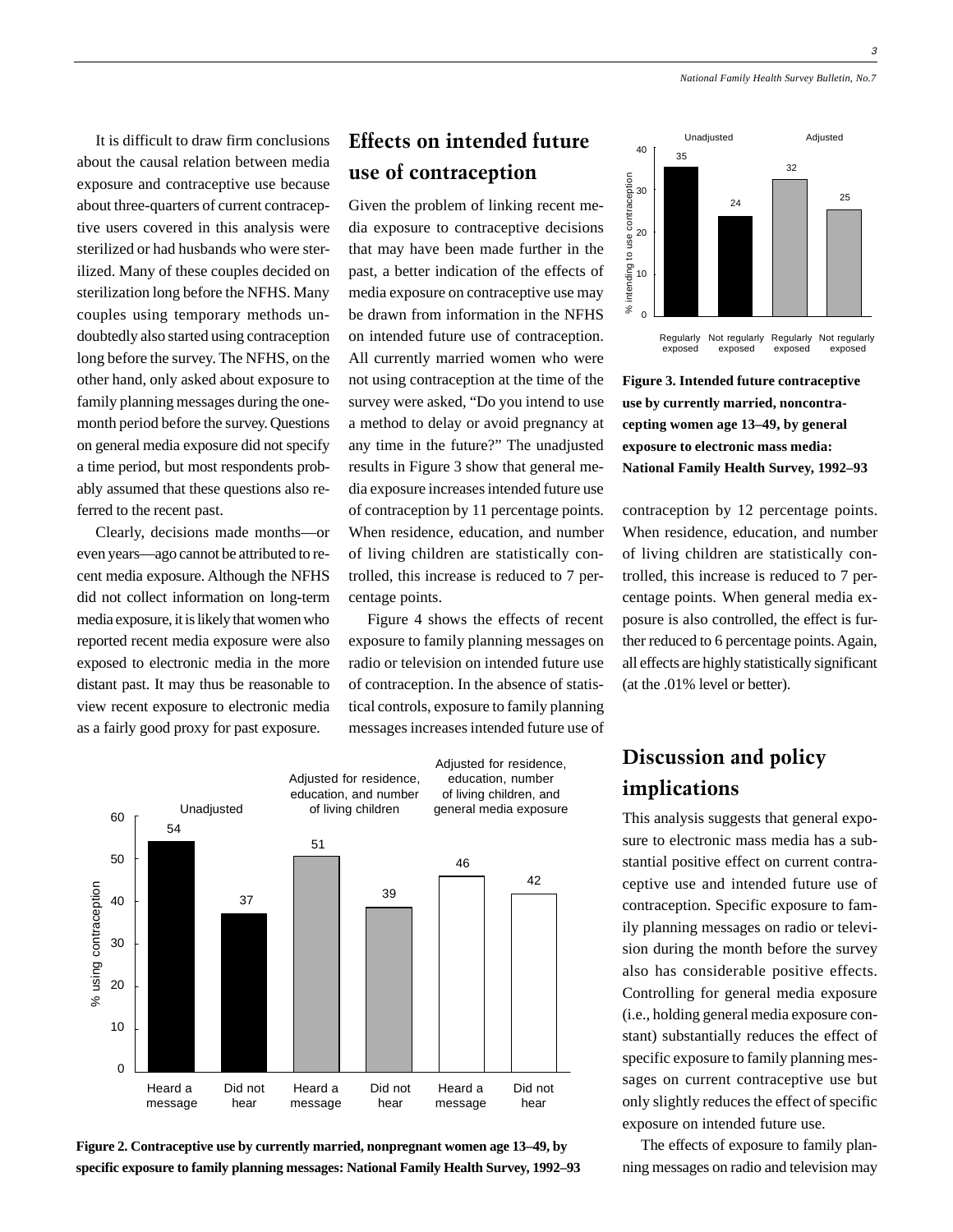It is difficult to draw firm conclusions about the causal relation between media exposure and contraceptive use because about three-quarters of current contraceptive users covered in this analysis were sterilized or had husbands who were sterilized. Many of these couples decided on sterilization long before the NFHS. Many couples using temporary methods undoubtedly also started using contraception long before the survey. The NFHS, on the other hand, only asked about exposure to family planning messages during the one-month period before the survey. Questions on general media exposure did not specify a time period, but most respondents probably assumed that these questions also referred to the recent past.

Clearly, decisions made months—or even years—ago cannot be attributed to recent media exposure. Although the NFHS did not collect information on long-term media exposure, it is likely that women who reported recent media exposure were also exposed to electronic media in the more distant past. It may thus be reasonable to view recent exposure to electronic media as a fairly good proxy for past exposure.

## Effects on intended future use of contraception

Given the problem of linking recent media exposure to contraceptive decisions that may have been made further in the past, a better indication of the effects of media exposure on contraceptive use may be drawn from information in the NFHS on intended future use of contraception. All currently married women who were not using contraception at the time of the survey were asked, "Do you intend to use a method to delay or avoid pregnancy at any time in the future?" The unadjusted results in Figure 3 show that general media exposure increases intended future use of contraception by 11 percentage points. When residence, education, and number of living children are statistically controlled, this increase is reduced to 7 percentage points.

Figure 4 shows the effects of recent exposure to family planning messages on radio or television on intended future use of contraception. In the absence of statistical controls, exposure to family planning messages increases intended future use of contraception by 12 percentage points. When residence, education, and number of living children are statistically controlled, this increase is reduced to 7 percentage points. When general media exposure is also controlled, the effect is further reduced to 6 percentage points. Again, all effects are highly statistically significant (at the .01% level or better).

| % intending to use contraception | Regularly exposed | Not regularly exposed |
|---|---|---|
| Unadjusted | 35 | 24 |
| Adjusted | 32 | 25 |

**Figure 3. Intended future contraceptive use by currently married, noncontracepting women age 13–49, by general exposure to electronic mass media: National Family Health Survey, 1992–93**

| % using contraception | Heard a message | Did not hear |
|---|---|---|
| Unadjusted | 54 | 37 |
| Adjusted for residence, education, and number of living children | 51 | 39 |
| Adjusted for residence, education, number of living children, and general media exposure | 46 | 42 |

**Figure 2. Contraceptive use by currently married, nonpregnant women age 13–49, by specific exposure to family planning messages: National Family Health Survey, 1992–93**

## Discussion and policy implications

This analysis suggests that general exposure to electronic mass media has a substantial positive effect on current contraceptive use and intended future use of contraception. Specific exposure to family planning messages on radio or television during the month before the survey also has considerable positive effects. Controlling for general media exposure (i.e., holding general media exposure constant) substantially reduces the effect of specific exposure to family planning messages on current contraceptive use but only slightly reduces the effect of specific exposure on intended future use.

The effects of exposure to family planning messages on radio and television may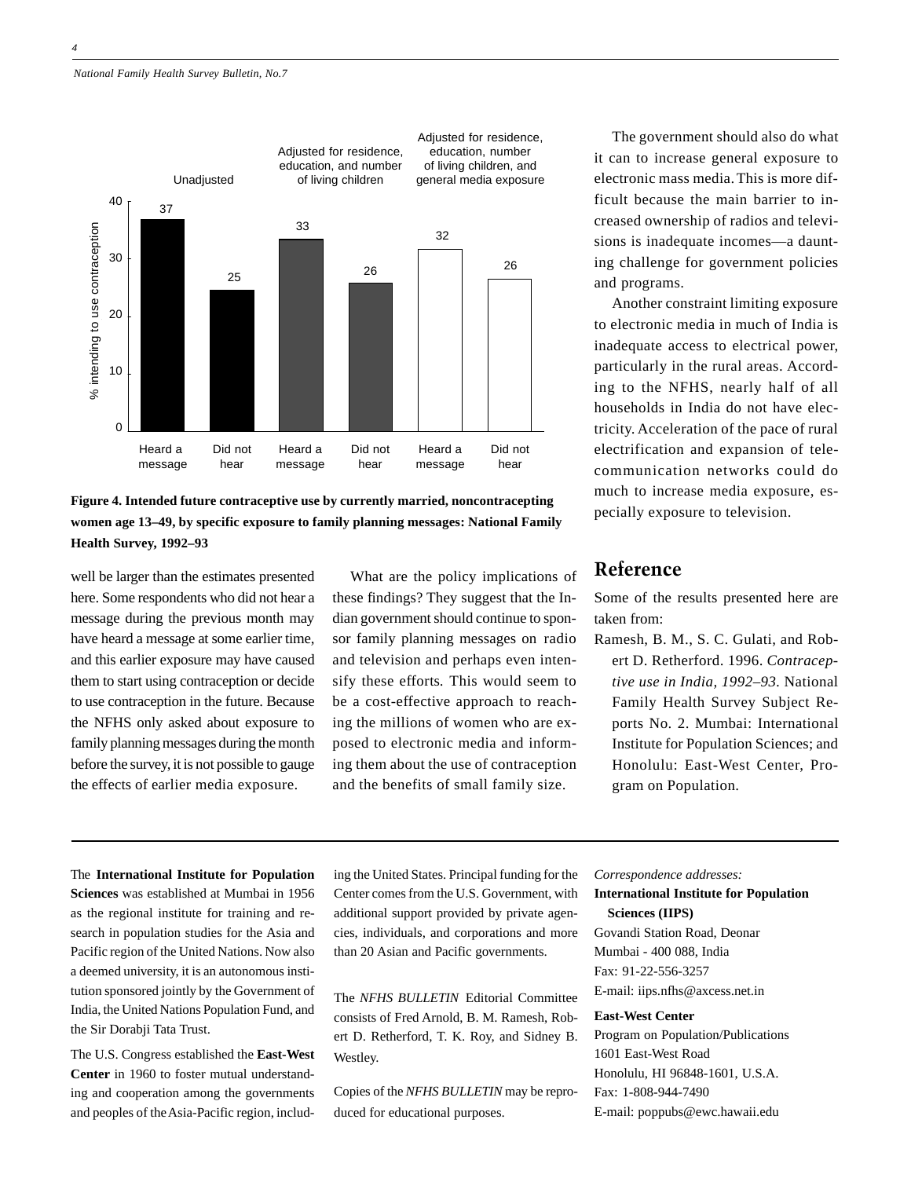Unadjusted

Adjusted for residence, education, and number of living children

Adjusted for residence, education, number of living children, and general media exposure

% intending to use contraception

40
30
20
10
0

37
25
33
26
32
26

Heard a message
Did not hear
Heard a message
Did not hear
Heard a message
Did not hear

**Figure 4. Intended future contraceptive use by currently married, noncontracepting women age 13–49, by specific exposure to family planning messages: National Family Health Survey, 1992–93**

well be larger than the estimates presented here. Some respondents who did not hear a message during the previous month may have heard a message at some earlier time, and this earlier exposure may have caused them to start using contraception or decide to use contraception in the future. Because the NFHS only asked about exposure to family planning messages during the month before the survey, it is not possible to gauge the effects of earlier media exposure.

What are the policy implications of these findings? They suggest that the Indian government should continue to sponsor family planning messages on radio and television and perhaps even intensify these efforts. This would seem to be a cost-effective approach to reaching the millions of women who are exposed to electronic media and informing them about the use of contraception and the benefits of small family size.

The government should also do what it can to increase general exposure to electronic mass media. This is more difficult because the main barrier to increased ownership of radios and televisions is inadequate incomes—a daunting challenge for government policies and programs.

Another constraint limiting exposure to electronic media in much of India is inadequate access to electrical power, particularly in the rural areas. According to the NFHS, nearly half of all households in India do not have electricity. Acceleration of the pace of rural electrification and expansion of telecommunication networks could do much to increase media exposure, especially exposure to television.

## Reference

Some of the results presented here are taken from:

Ramesh, B. M., S. C. Gulati, and Robert D. Retherford. 1996. *Contraceptive use in India, 1992–93*. National Family Health Survey Subject Reports No. 2. Mumbai: International Institute for Population Sciences; and Honolulu: East-West Center, Program on Population.

---

The **International Institute for Population Sciences** was established at Mumbai in 1956 as the regional institute for training and research in population studies for the Asia and Pacific region of the United Nations. Now also a deemed university, it is an autonomous institution sponsored jointly by the Government of India, the United Nations Population Fund, and the Sir Dorabji Tata Trust.

The U.S. Congress established the **East-West Center** in 1960 to foster mutual understanding and cooperation among the governments and peoples of the Asia-Pacific region, including the United States. Principal funding for the Center comes from the U.S. Government, with additional support provided by private agencies, individuals, and corporations and more than 20 Asian and Pacific governments.

The *NFHS BULLETIN* Editorial Committee consists of Fred Arnold, B. M. Ramesh, Robert D. Retherford, T. K. Roy, and Sidney B. Westley.

Copies of the *NFHS BULLETIN* may be reproduced for educational purposes.

*Correspondence addresses:*

**International Institute for Population Sciences (IIPS)**
Govandi Station Road, Deonar
Mumbai - 400 088, India
Fax: 91-22-556-3257
E-mail: iips.nfhs@axcess.net.in

**East-West Center**
Program on Population/Publications
1601 East-West Road
Honolulu, HI 96848-1601, U.S.A.
Fax: 1-808-944-7490
E-mail: poppubs@ewc.hawaii.edu